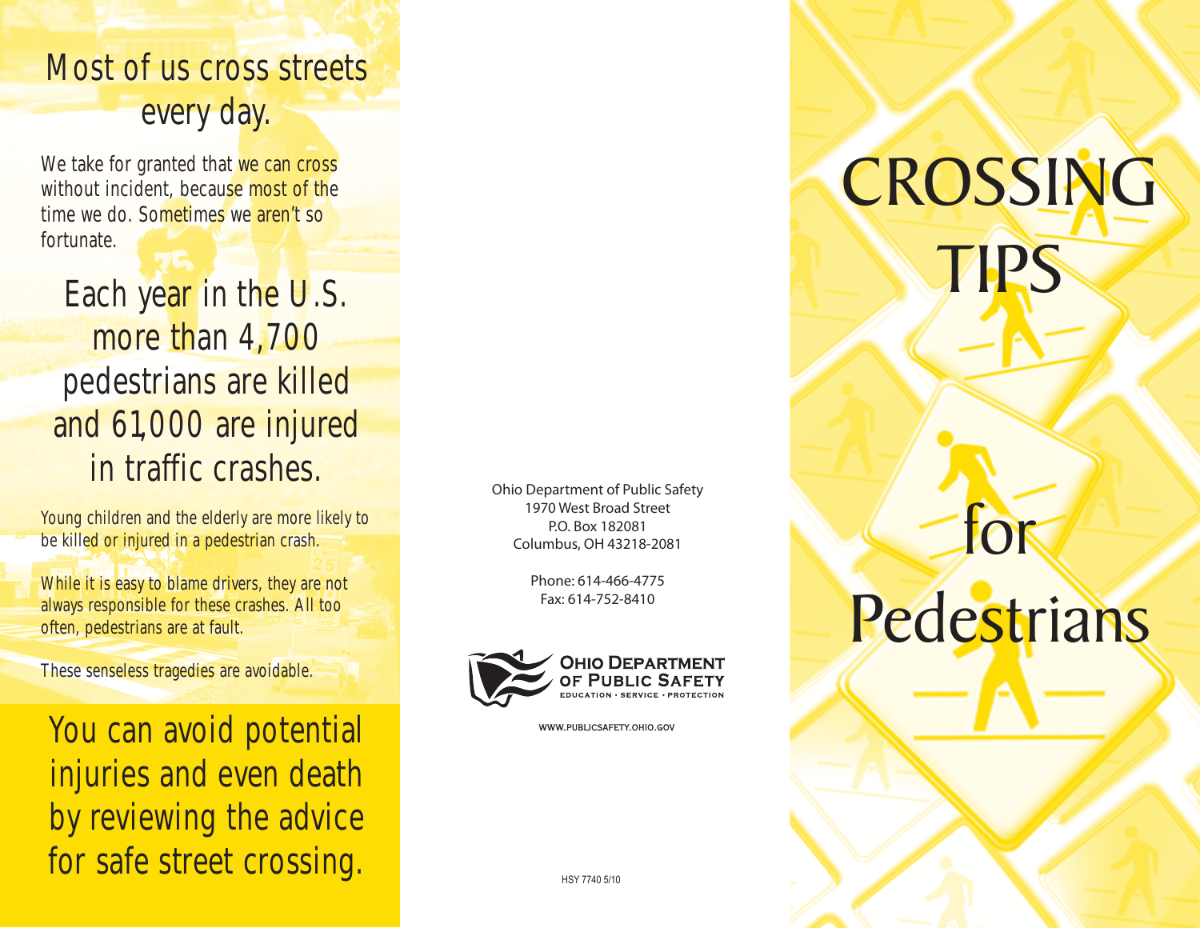## Most of us cross streets every day.

We take for granted that we can cross without incident, because most of the time we do. Sometimes we aren't so fortunate.

### Each year in the U.S. more than 4,700 pedestrians are killed and 61,000 are injured in traffic crashes.

Young children and the elderly are more likely to be killed or injured in a pedestrian crash.

While it is easy to blame drivers, they are not always responsible for these crashes. All too often, pedestrians are at fault.

These senseless tragedies are avoidable.

### You can avoid potential injuries and even death by reviewing the advice for safe street crossing.

Ohio Department of Public Safety
1970 West Broad Street
P.O. Box 182081
Columbus, OH 43218-2081

Phone: 614-466-4775
Fax: 614-752-8410

OHIO DEPARTMENT OF PUBLIC SAFETY
EDUCATION • SERVICE • PROTECTION

WWW.PUBLICSAFETY.OHIO.GOV

HSY 7740 5/10

# CROSSING TIPS for Pedestrians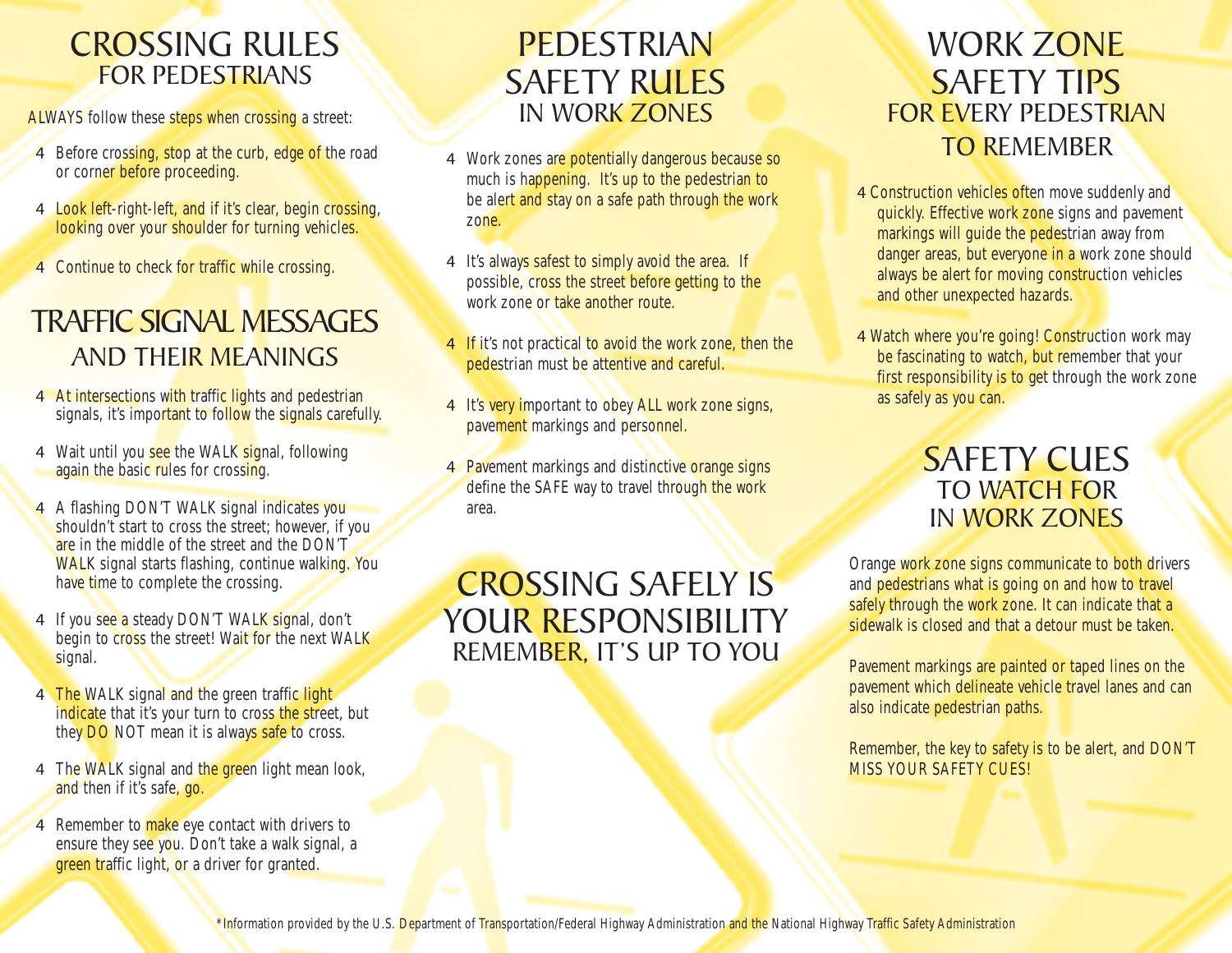# CROSSING RULES FOR PEDESTRIANS

ALWAYS follow these steps when crossing a street:

- Before crossing, stop at the curb, edge of the road or corner before proceeding.
- Look left-right-left, and if it's clear, begin crossing, looking over your shoulder for turning vehicles.
- Continue to check for traffic while crossing.

# TRAFFIC SIGNAL MESSAGES AND THEIR MEANINGS

- At intersections with traffic lights and pedestrian signals, it's important to follow the signals carefully.
- Wait until you see the WALK signal, following again the basic rules for crossing.
- A flashing DON'T WALK signal indicates you shouldn't start to cross the street; however, if you are in the middle of the street and the DON'T WALK signal starts flashing, continue walking. You have time to complete the crossing.
- If you see a steady DON'T WALK signal, don't begin to cross the street! Wait for the next WALK signal.
- The WALK signal and the green traffic light indicate that it's your turn to cross the street, but they DO NOT mean it is always safe to cross.
- The WALK signal and the green light mean look, and then if it's safe, go.
- Remember to make eye contact with drivers to ensure they see you. Don't take a walk signal, a green traffic light, or a driver for granted.

# PEDESTRIAN SAFETY RULES IN WORK ZONES

- Work zones are potentially dangerous because so much is happening. It's up to the pedestrian to be alert and stay on a safe path through the work zone.
- It's always safest to simply avoid the area. If possible, cross the street before getting to the work zone or take another route.
- If it's not practical to avoid the work zone, then the pedestrian must be attentive and careful.
- It's very important to obey ALL work zone signs, pavement markings and personnel.
- Pavement markings and distinctive orange signs define the SAFE way to travel through the work area.

# CROSSING SAFELY IS YOUR RESPONSIBILITY

## REMEMBER, IT'S UP TO YOU

# WORK ZONE SAFETY TIPS FOR EVERY PEDESTRIAN TO REMEMBER

- Construction vehicles often move suddenly and quickly. Effective work zone signs and pavement markings will guide the pedestrian away from danger areas, but everyone in a work zone should always be alert for moving construction vehicles and other unexpected hazards.
- Watch where you're going! Construction work may be fascinating to watch, but remember that your first responsibility is to get through the work zone as safely as you can.

# SAFETY CUES TO WATCH FOR IN WORK ZONES

Orange work zone signs communicate to both drivers and pedestrians what is going on and how to travel safely through the work zone. It can indicate that a sidewalk is closed and that a detour must be taken.

Pavement markings are painted or taped lines on the pavement which delineate vehicle travel lanes and can also indicate pedestrian paths.

Remember, the key to safety is to be alert, and DON'T MISS YOUR SAFETY CUES!

*Information provided by the U.S. Department of Transportation/Federal Highway Administration and the National Highway Traffic Safety Administration